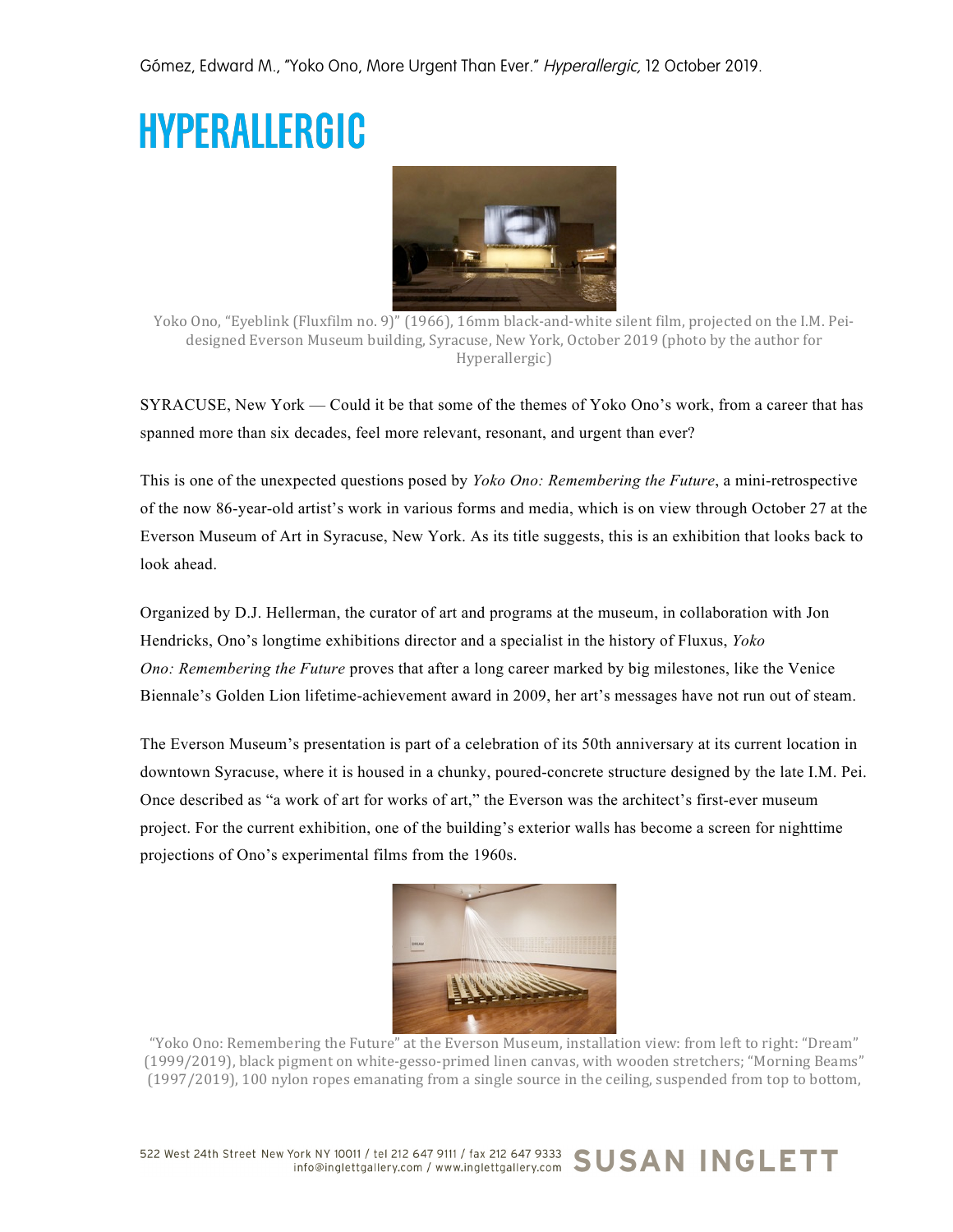Gómez, Edward M., "Yoko Ono, More Urgent Than Ever." *Hyperallergic,* 12 October 2019.

# HYPERALLERGIC

Yoko Ono, "Eyeblink (Fluxfilm no. 9)" (1966), 16mm black-and-white silent film, projected on the I.M. Pei-designed Everson Museum building, Syracuse, New York, October 2019 (photo by the author for Hyperallergic)

SYRACUSE, New York — Could it be that some of the themes of Yoko Ono's work, from a career that has spanned more than six decades, feel more relevant, resonant, and urgent than ever?

This is one of the unexpected questions posed by *Yoko Ono: Remembering the Future*, a mini-retrospective of the now 86-year-old artist's work in various forms and media, which is on view through October 27 at the Everson Museum of Art in Syracuse, New York. As its title suggests, this is an exhibition that looks back to look ahead.

Organized by D.J. Hellerman, the curator of art and programs at the museum, in collaboration with Jon Hendricks, Ono's longtime exhibitions director and a specialist in the history of Fluxus, *Yoko Ono: Remembering the Future* proves that after a long career marked by big milestones, like the Venice Biennale's Golden Lion lifetime-achievement award in 2009, her art's messages have not run out of steam.

The Everson Museum's presentation is part of a celebration of its 50th anniversary at its current location in downtown Syracuse, where it is housed in a chunky, poured-concrete structure designed by the late I.M. Pei. Once described as "a work of art for works of art," the Everson was the architect's first-ever museum project. For the current exhibition, one of the building's exterior walls has become a screen for nighttime projections of Ono's experimental films from the 1960s.

"Yoko Ono: Remembering the Future" at the Everson Museum, installation view: from left to right: "Dream" (1999/2019), black pigment on white-gesso-primed linen canvas, with wooden stretchers; "Morning Beams" (1997/2019), 100 nylon ropes emanating from a single source in the ceiling, suspended from top to bottom,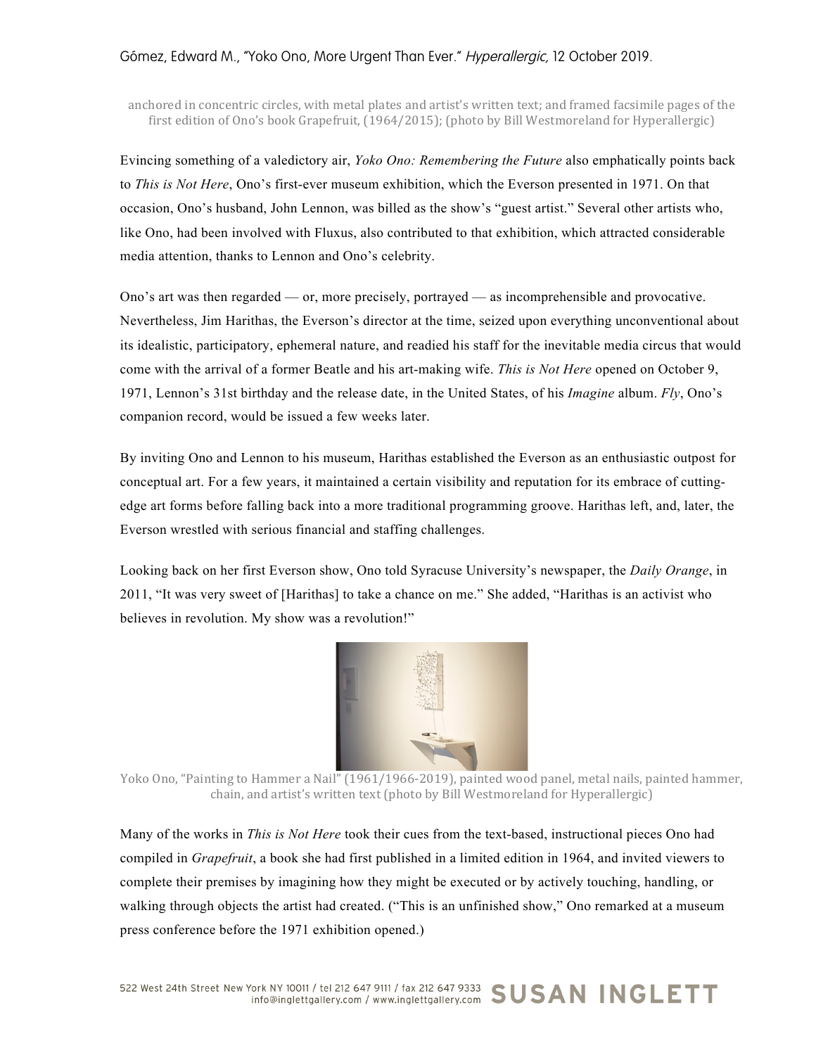anchored in concentric circles, with metal plates and artist's written text; and framed facsimile pages of the first edition of Ono's book Grapefruit, (1964/2015); (photo by Bill Westmoreland for Hyperallergic)

Evincing something of a valedictory air, *Yoko Ono: Remembering the Future* also emphatically points back to *This is Not Here*, Ono's first-ever museum exhibition, which the Everson presented in 1971. On that occasion, Ono's husband, John Lennon, was billed as the show's "guest artist." Several other artists who, like Ono, had been involved with Fluxus, also contributed to that exhibition, which attracted considerable media attention, thanks to Lennon and Ono's celebrity.

Ono's art was then regarded — or, more precisely, portrayed — as incomprehensible and provocative. Nevertheless, Jim Harithas, the Everson's director at the time, seized upon everything unconventional about its idealistic, participatory, ephemeral nature, and readied his staff for the inevitable media circus that would come with the arrival of a former Beatle and his art-making wife. *This is Not Here* opened on October 9, 1971, Lennon's 31st birthday and the release date, in the United States, of his *Imagine* album. *Fly*, Ono's companion record, would be issued a few weeks later.

By inviting Ono and Lennon to his museum, Harithas established the Everson as an enthusiastic outpost for conceptual art. For a few years, it maintained a certain visibility and reputation for its embrace of cutting-edge art forms before falling back into a more traditional programming groove. Harithas left, and, later, the Everson wrestled with serious financial and staffing challenges.

Looking back on her first Everson show, Ono told Syracuse University's newspaper, the *Daily Orange*, in 2011, "It was very sweet of [Harithas] to take a chance on me." She added, "Harithas is an activist who believes in revolution. My show was a revolution!"

Yoko Ono, "Painting to Hammer a Nail" (1961/1966-2019), painted wood panel, metal nails, painted hammer, chain, and artist's written text (photo by Bill Westmoreland for Hyperallergic)

Many of the works in *This is Not Here* took their cues from the text-based, instructional pieces Ono had compiled in *Grapefruit*, a book she had first published in a limited edition in 1964, and invited viewers to complete their premises by imagining how they might be executed or by actively touching, handling, or walking through objects the artist had created. ("This is an unfinished show," Ono remarked at a museum press conference before the 1971 exhibition opened.)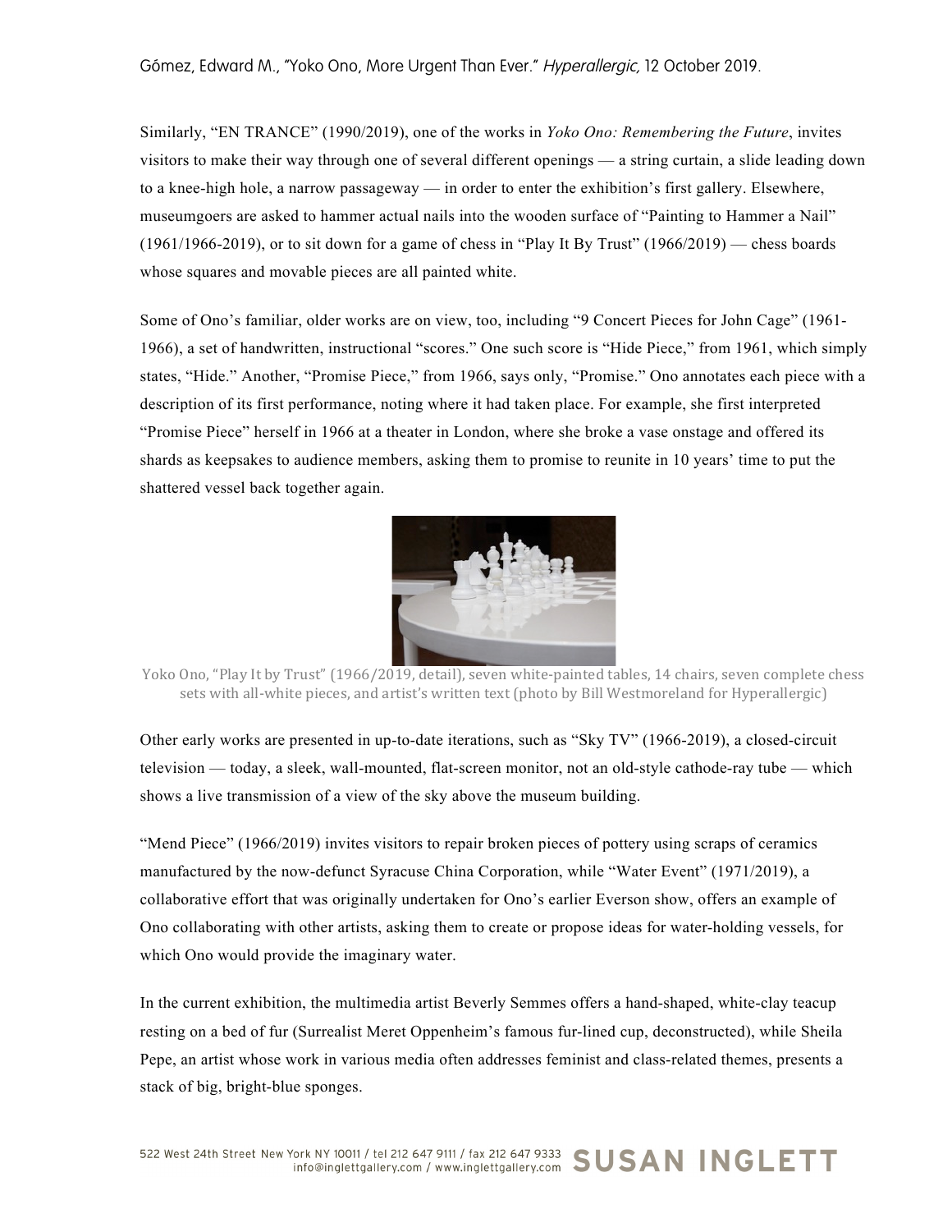Similarly, "EN TRANCE" (1990/2019), one of the works in *Yoko Ono: Remembering the Future*, invites visitors to make their way through one of several different openings — a string curtain, a slide leading down to a knee-high hole, a narrow passageway — in order to enter the exhibition's first gallery. Elsewhere, museumgoers are asked to hammer actual nails into the wooden surface of "Painting to Hammer a Nail" (1961/1966-2019), or to sit down for a game of chess in "Play It By Trust" (1966/2019) — chess boards whose squares and movable pieces are all painted white.

Some of Ono's familiar, older works are on view, too, including "9 Concert Pieces for John Cage" (1961-1966), a set of handwritten, instructional "scores." One such score is "Hide Piece," from 1961, which simply states, "Hide." Another, "Promise Piece," from 1966, says only, "Promise." Ono annotates each piece with a description of its first performance, noting where it had taken place. For example, she first interpreted "Promise Piece" herself in 1966 at a theater in London, where she broke a vase onstage and offered its shards as keepsakes to audience members, asking them to promise to reunite in 10 years' time to put the shattered vessel back together again.

Yoko Ono, "Play It by Trust" (1966/2019, detail), seven white-painted tables, 14 chairs, seven complete chess sets with all-white pieces, and artist's written text (photo by Bill Westmoreland for Hyperallergic)

Other early works are presented in up-to-date iterations, such as "Sky TV" (1966-2019), a closed-circuit television — today, a sleek, wall-mounted, flat-screen monitor, not an old-style cathode-ray tube — which shows a live transmission of a view of the sky above the museum building.

"Mend Piece" (1966/2019) invites visitors to repair broken pieces of pottery using scraps of ceramics manufactured by the now-defunct Syracuse China Corporation, while "Water Event" (1971/2019), a collaborative effort that was originally undertaken for Ono's earlier Everson show, offers an example of Ono collaborating with other artists, asking them to create or propose ideas for water-holding vessels, for which Ono would provide the imaginary water.

In the current exhibition, the multimedia artist Beverly Semmes offers a hand-shaped, white-clay teacup resting on a bed of fur (Surrealist Meret Oppenheim's famous fur-lined cup, deconstructed), while Sheila Pepe, an artist whose work in various media often addresses feminist and class-related themes, presents a stack of big, bright-blue sponges.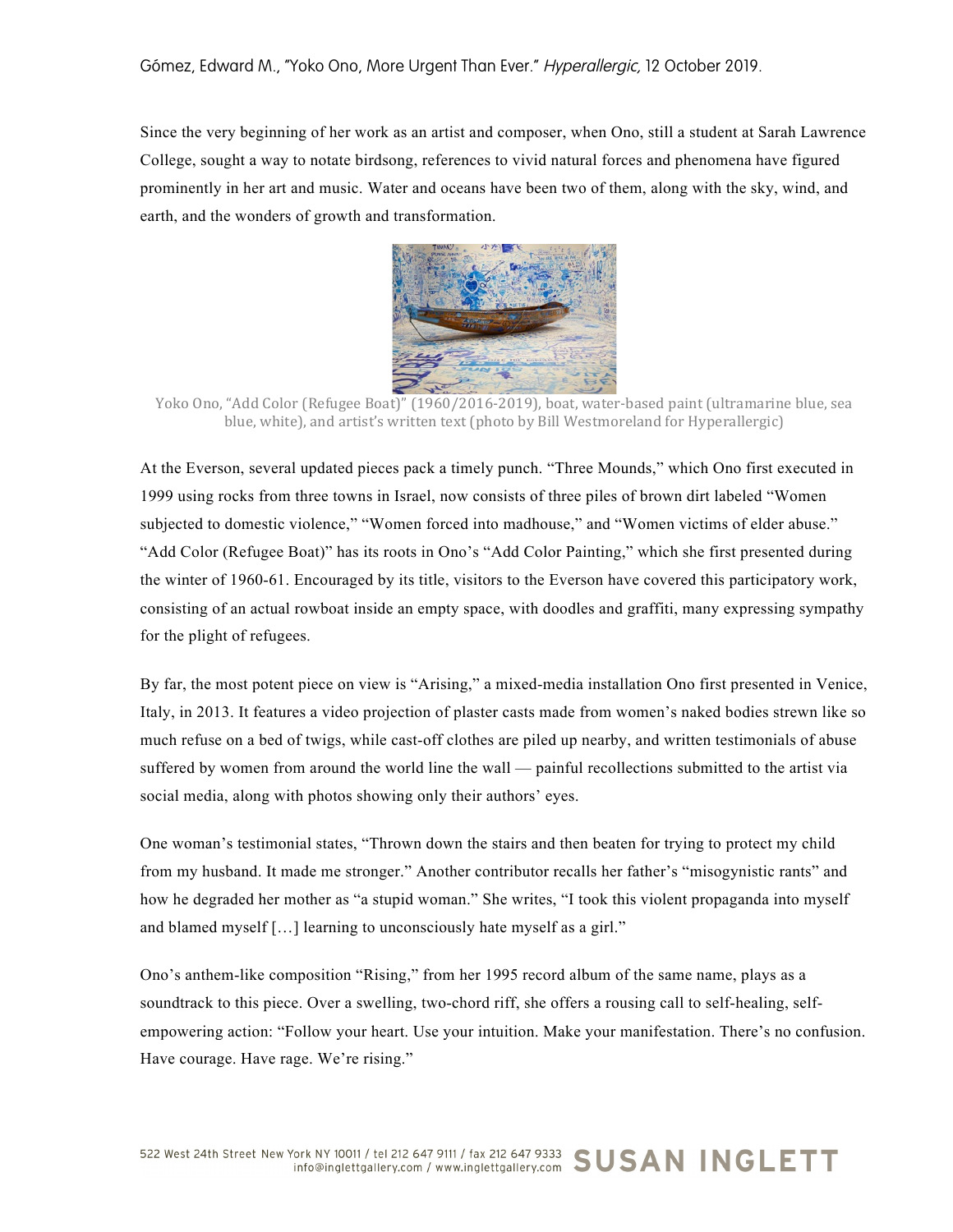Since the very beginning of her work as an artist and composer, when Ono, still a student at Sarah Lawrence College, sought a way to notate birdsong, references to vivid natural forces and phenomena have figured prominently in her art and music. Water and oceans have been two of them, along with the sky, wind, and earth, and the wonders of growth and transformation.

Yoko Ono, "Add Color (Refugee Boat)" (1960/2016-2019), boat, water-based paint (ultramarine blue, sea blue, white), and artist's written text (photo by Bill Westmoreland for Hyperallergic)

At the Everson, several updated pieces pack a timely punch. "Three Mounds," which Ono first executed in 1999 using rocks from three towns in Israel, now consists of three piles of brown dirt labeled "Women subjected to domestic violence," "Women forced into madhouse," and "Women victims of elder abuse." "Add Color (Refugee Boat)" has its roots in Ono's "Add Color Painting," which she first presented during the winter of 1960-61. Encouraged by its title, visitors to the Everson have covered this participatory work, consisting of an actual rowboat inside an empty space, with doodles and graffiti, many expressing sympathy for the plight of refugees.

By far, the most potent piece on view is "Arising," a mixed-media installation Ono first presented in Venice, Italy, in 2013. It features a video projection of plaster casts made from women's naked bodies strewn like so much refuse on a bed of twigs, while cast-off clothes are piled up nearby, and written testimonials of abuse suffered by women from around the world line the wall — painful recollections submitted to the artist via social media, along with photos showing only their authors' eyes.

One woman's testimonial states, "Thrown down the stairs and then beaten for trying to protect my child from my husband. It made me stronger." Another contributor recalls her father's "misogynistic rants" and how he degraded her mother as "a stupid woman." She writes, "I took this violent propaganda into myself and blamed myself […] learning to unconsciously hate myself as a girl."

Ono's anthem-like composition "Rising," from her 1995 record album of the same name, plays as a soundtrack to this piece. Over a swelling, two-chord riff, she offers a rousing call to self-healing, self-empowering action: "Follow your heart. Use your intuition. Make your manifestation. There's no confusion. Have courage. Have rage. We're rising."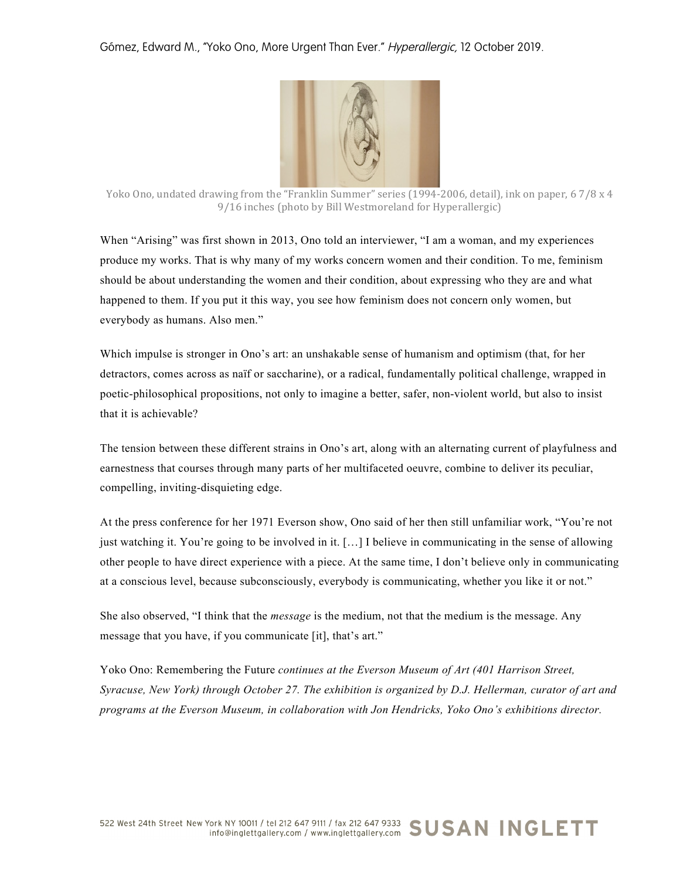Yoko Ono, undated drawing from the "Franklin Summer" series (1994-2006, detail), ink on paper, 6 7/8 x 4 9/16 inches (photo by Bill Westmoreland for Hyperallergic)

When "Arising" was first shown in 2013, Ono told an interviewer, "I am a woman, and my experiences produce my works. That is why many of my works concern women and their condition. To me, feminism should be about understanding the women and their condition, about expressing who they are and what happened to them. If you put it this way, you see how feminism does not concern only women, but everybody as humans. Also men."

Which impulse is stronger in Ono's art: an unshakable sense of humanism and optimism (that, for her detractors, comes across as naïf or saccharine), or a radical, fundamentally political challenge, wrapped in poetic-philosophical propositions, not only to imagine a better, safer, non-violent world, but also to insist that it is achievable?

The tension between these different strains in Ono's art, along with an alternating current of playfulness and earnestness that courses through many parts of her multifaceted oeuvre, combine to deliver its peculiar, compelling, inviting-disquieting edge.

At the press conference for her 1971 Everson show, Ono said of her then still unfamiliar work, "You're not just watching it. You're going to be involved in it. […] I believe in communicating in the sense of allowing other people to have direct experience with a piece. At the same time, I don't believe only in communicating at a conscious level, because subconsciously, everybody is communicating, whether you like it or not."

She also observed, "I think that the *message* is the medium, not that the medium is the message. Any message that you have, if you communicate [it], that's art."

Yoko Ono: Remembering the Future *continues at the Everson Museum of Art (401 Harrison Street, Syracuse, New York) through October 27. The exhibition is organized by D.J. Hellerman, curator of art and programs at the Everson Museum, in collaboration with Jon Hendricks, Yoko Ono's exhibitions director.*